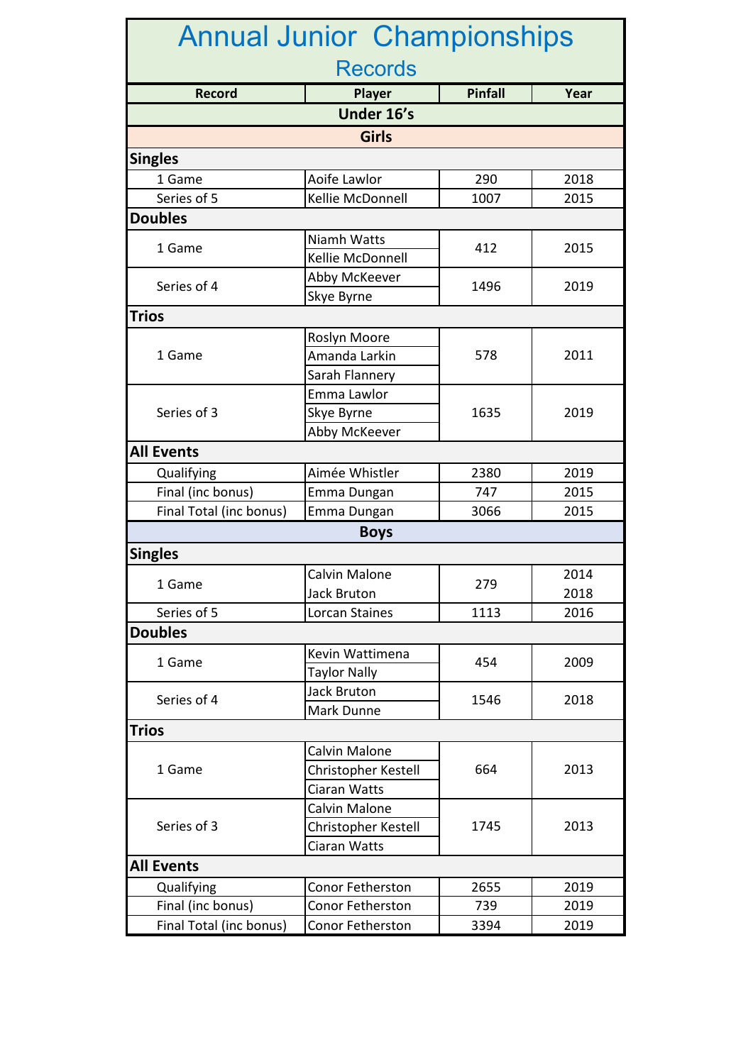# Annual Junior Championships

## Records

| Record | Player | Pinfall | Year |
|---|---|---|---|
| **Under 16's** | | | |
| **Girls** | | | |
| **Singles** | | | |
| 1 Game | Aoife Lawlor | 290 | 2018 |
| Series of 5 | Kellie McDonnell | 1007 | 2015 |
| **Doubles** | | | |
| 1 Game | Niamh Watts<br>Kellie McDonnell | 412 | 2015 |
| Series of 4 | Abby McKeever<br>Skye Byrne | 1496 | 2019 |
| **Trios** | | | |
| 1 Game | Roslyn Moore<br>Amanda Larkin<br>Sarah Flannery | 578 | 2011 |
| Series of 3 | Emma Lawlor<br>Skye Byrne<br>Abby McKeever | 1635 | 2019 |
| **All Events** | | | |
| Qualifying | Aimée Whistler | 2380 | 2019 |
| Final (inc bonus) | Emma Dungan | 747 | 2015 |
| Final Total (inc bonus) | Emma Dungan | 3066 | 2015 |
| **Boys** | | | |
| **Singles** | | | |
| 1 Game | Calvin Malone<br>Jack Bruton | 279 | 2014<br>2018 |
| Series of 5 | Lorcan Staines | 1113 | 2016 |
| **Doubles** | | | |
| 1 Game | Kevin Wattimena<br>Taylor Nally | 454 | 2009 |
| Series of 4 | Jack Bruton<br>Mark Dunne | 1546 | 2018 |
| **Trios** | | | |
| 1 Game | Calvin Malone<br>Christopher Kestell<br>Ciaran Watts | 664 | 2013 |
| Series of 3 | Calvin Malone<br>Christopher Kestell<br>Ciaran Watts | 1745 | 2013 |
| **All Events** | | | |
| Qualifying | Conor Fetherston | 2655 | 2019 |
| Final (inc bonus) | Conor Fetherston | 739 | 2019 |
| Final Total (inc bonus) | Conor Fetherston | 3394 | 2019 |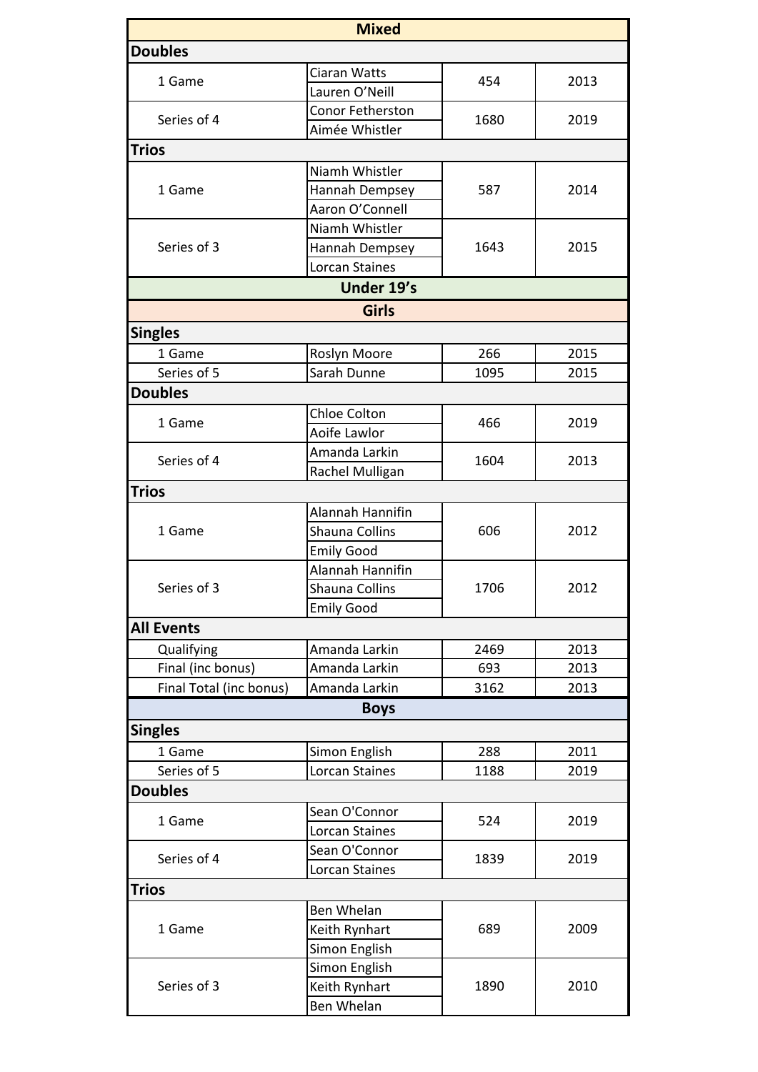## Mixed

### Doubles

| Event | Name | Score | Year |
|---|---|---|---|
| 1 Game | Ciaran Watts | 454 | 2013 |
| | Lauren O’Neill | | |
| Series of 4 | Conor Fetherston | 1680 | 2019 |
| | Aimée Whistler | | |

### Trios

| Event | Name | Score | Year |
|---|---|---|---|
| 1 Game | Niamh Whistler | 587 | 2014 |
| | Hannah Dempsey | | |
| | Aaron O’Connell | | |
| Series of 3 | Niamh Whistler | 1643 | 2015 |
| | Hannah Dempsey | | |
| | Lorcan Staines | | |

## Under 19’s

### Girls

#### Singles

| Event | Name | Score | Year |
|---|---|---|---|
| 1 Game | Roslyn Moore | 266 | 2015 |
| Series of 5 | Sarah Dunne | 1095 | 2015 |

#### Doubles

| Event | Name | Score | Year |
|---|---|---|---|
| 1 Game | Chloe Colton | 466 | 2019 |
| | Aoife Lawlor | | |
| Series of 4 | Amanda Larkin | 1604 | 2013 |
| | Rachel Mulligan | | |

#### Trios

| Event | Name | Score | Year |
|---|---|---|---|
| 1 Game | Alannah Hannifin | 606 | 2012 |
| | Shauna Collins | | |
| | Emily Good | | |
| Series of 3 | Alannah Hannifin | 1706 | 2012 |
| | Shauna Collins | | |
| | Emily Good | | |

#### All Events

| Event | Name | Score | Year |
|---|---|---|---|
| Qualifying | Amanda Larkin | 2469 | 2013 |
| Final (inc bonus) | Amanda Larkin | 693 | 2013 |
| Final Total (inc bonus) | Amanda Larkin | 3162 | 2013 |

### Boys

#### Singles

| Event | Name | Score | Year |
|---|---|---|---|
| 1 Game | Simon English | 288 | 2011 |
| Series of 5 | Lorcan Staines | 1188 | 2019 |

#### Doubles

| Event | Name | Score | Year |
|---|---|---|---|
| 1 Game | Sean O'Connor | 524 | 2019 |
| | Lorcan Staines | | |
| Series of 4 | Sean O'Connor | 1839 | 2019 |
| | Lorcan Staines | | |

#### Trios

| Event | Name | Score | Year |
|---|---|---|---|
| 1 Game | Ben Whelan | 689 | 2009 |
| | Keith Rynhart | | |
| | Simon English | | |
| Series of 3 | Simon English | 1890 | 2010 |
| | Keith Rynhart | | |
| | Ben Whelan | | |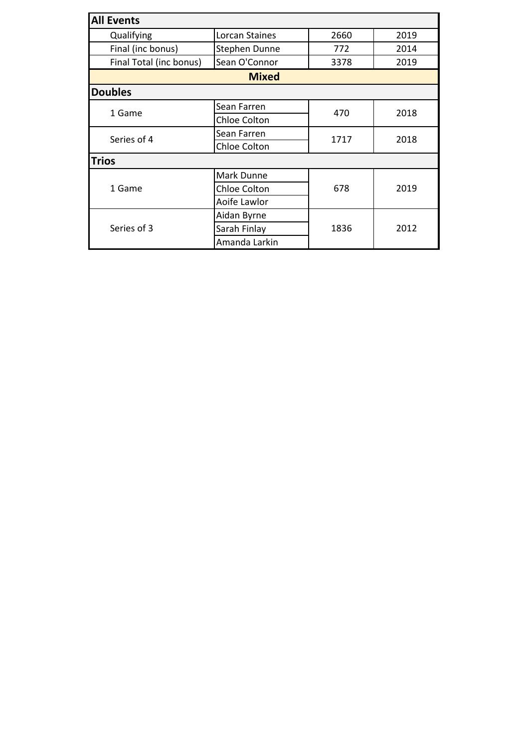| | | | |
|---|---|---|---|
| **All Events** | | | |
| Qualifying | Lorcan Staines | 2660 | 2019 |
| Final (inc bonus) | Stephen Dunne | 772 | 2014 |
| Final Total (inc bonus) | Sean O'Connor | 3378 | 2019 |
| **Mixed** | | | |
| **Doubles** | | | |
| 1 Game | Sean Farren | 470 | 2018 |
| | Chloe Colton | | |
| Series of 4 | Sean Farren | 1717 | 2018 |
| | Chloe Colton | | |
| **Trios** | | | |
| 1 Game | Mark Dunne | 678 | 2019 |
| | Chloe Colton | | |
| | Aoife Lawlor | | |
| Series of 3 | Aidan Byrne | 1836 | 2012 |
| | Sarah Finlay | | |
| | Amanda Larkin | | |